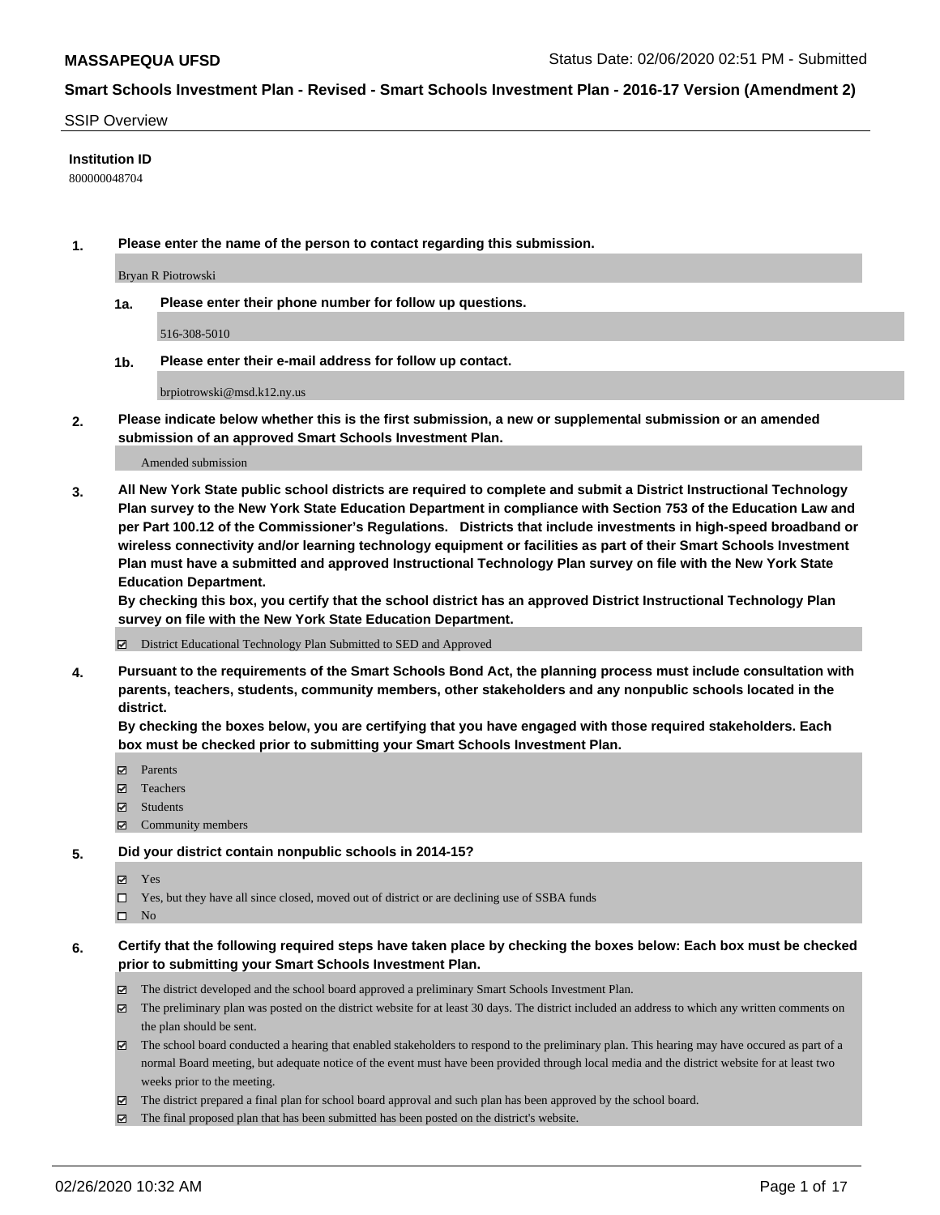**MASSAPEQUA UFSD** Status Date: 02/06/2020 02:51 PM - Submitted

**Smart Schools Investment Plan - Revised - Smart Schools Investment Plan - 2016-17 Version (Amendment 2)**

SSIP Overview

**Institution ID**

800000048704

**1. Please enter the name of the person to contact regarding this submission.**

Bryan R Piotrowski

**1a. Please enter their phone number for follow up questions.**

516-308-5010

**1b. Please enter their e-mail address for follow up contact.**

brpiotrowski@msd.k12.ny.us

**2. Please indicate below whether this is the first submission, a new or supplemental submission or an amended submission of an approved Smart Schools Investment Plan.**

Amended submission

**3. All New York State public school districts are required to complete and submit a District Instructional Technology Plan survey to the New York State Education Department in compliance with Section 753 of the Education Law and per Part 100.12 of the Commissioner's Regulations. Districts that include investments in high-speed broadband or wireless connectivity and/or learning technology equipment or facilities as part of their Smart Schools Investment Plan must have a submitted and approved Instructional Technology Plan survey on file with the New York State Education Department.**
**By checking this box, you certify that the school district has an approved District Instructional Technology Plan survey on file with the New York State Education Department.**

- [x] District Educational Technology Plan Submitted to SED and Approved

**4. Pursuant to the requirements of the Smart Schools Bond Act, the planning process must include consultation with parents, teachers, students, community members, other stakeholders and any nonpublic schools located in the district.**
**By checking the boxes below, you are certifying that you have engaged with those required stakeholders. Each box must be checked prior to submitting your Smart Schools Investment Plan.**

- [x] Parents
- [x] Teachers
- [x] Students
- [x] Community members

**5. Did your district contain nonpublic schools in 2014-15?**

- [x] Yes
- [ ] Yes, but they have all since closed, moved out of district or are declining use of SSBA funds
- [ ] No

**6. Certify that the following required steps have taken place by checking the boxes below: Each box must be checked prior to submitting your Smart Schools Investment Plan.**

- [x] The district developed and the school board approved a preliminary Smart Schools Investment Plan.
- [x] The preliminary plan was posted on the district website for at least 30 days. The district included an address to which any written comments on the plan should be sent.
- [x] The school board conducted a hearing that enabled stakeholders to respond to the preliminary plan. This hearing may have occured as part of a normal Board meeting, but adequate notice of the event must have been provided through local media and the district website for at least two weeks prior to the meeting.
- [x] The district prepared a final plan for school board approval and such plan has been approved by the school board.
- [x] The final proposed plan that has been submitted has been posted on the district's website.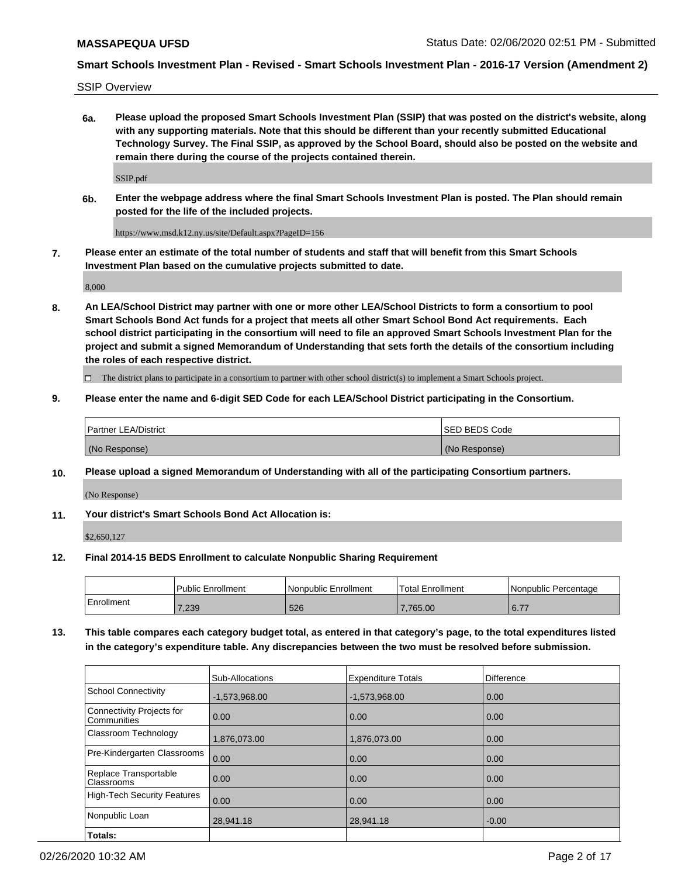SSIP Overview

**6a. Please upload the proposed Smart Schools Investment Plan (SSIP) that was posted on the district's website, along with any supporting materials. Note that this should be different than your recently submitted Educational Technology Survey. The Final SSIP, as approved by the School Board, should also be posted on the website and remain there during the course of the projects contained therein.**

SSIP.pdf

**6b. Enter the webpage address where the final Smart Schools Investment Plan is posted. The Plan should remain posted for the life of the included projects.**

https://www.msd.k12.ny.us/site/Default.aspx?PageID=156

**7. Please enter an estimate of the total number of students and staff that will benefit from this Smart Schools Investment Plan based on the cumulative projects submitted to date.**

8,000

**8. An LEA/School District may partner with one or more other LEA/School Districts to form a consortium to pool Smart Schools Bond Act funds for a project that meets all other Smart School Bond Act requirements. Each school district participating in the consortium will need to file an approved Smart Schools Investment Plan for the project and submit a signed Memorandum of Understanding that sets forth the details of the consortium including the roles of each respective district.**

☐ The district plans to participate in a consortium to partner with other school district(s) to implement a Smart Schools project.

**9. Please enter the name and 6-digit SED Code for each LEA/School District participating in the Consortium.**

| Partner LEA/District | SED BEDS Code |
| --- | --- |
| (No Response) | (No Response) |

**10. Please upload a signed Memorandum of Understanding with all of the participating Consortium partners.**

(No Response)

**11. Your district's Smart Schools Bond Act Allocation is:**

$2,650,127

**12. Final 2014-15 BEDS Enrollment to calculate Nonpublic Sharing Requirement**

| | Public Enrollment | Nonpublic Enrollment | Total Enrollment | Nonpublic Percentage |
| --- | --- | --- | --- | --- |
| Enrollment | 7,239 | 526 | 7,765.00 | 6.77 |

**13. This table compares each category budget total, as entered in that category's page, to the total expenditures listed in the category's expenditure table. Any discrepancies between the two must be resolved before submission.**

| | Sub-Allocations | Expenditure Totals | Difference |
| --- | --- | --- | --- |
| School Connectivity | -1,573,968.00 | -1,573,968.00 | 0.00 |
| Connectivity Projects for Communities | 0.00 | 0.00 | 0.00 |
| Classroom Technology | 1,876,073.00 | 1,876,073.00 | 0.00 |
| Pre-Kindergarten Classrooms | 0.00 | 0.00 | 0.00 |
| Replace Transportable Classrooms | 0.00 | 0.00 | 0.00 |
| High-Tech Security Features | 0.00 | 0.00 | 0.00 |
| Nonpublic Loan | 28,941.18 | 28,941.18 | -0.00 |
| **Totals:** | | | |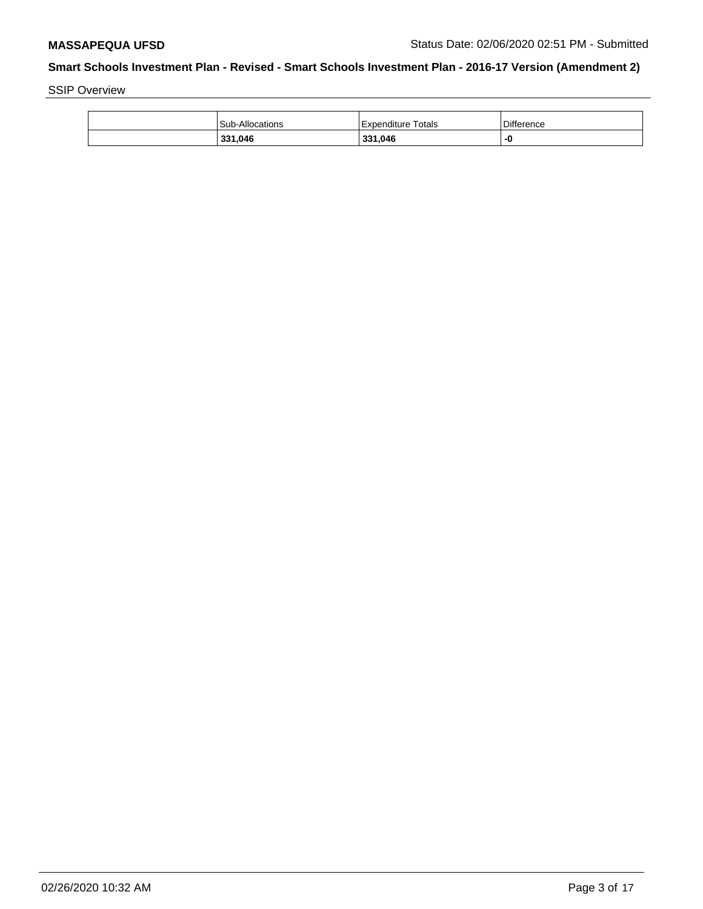**MASSAPEQUA UFSD** Status Date: 02/06/2020 02:51 PM - Submitted

## Smart Schools Investment Plan - Revised - Smart Schools Investment Plan - 2016-17 Version (Amendment 2)

SSIP Overview

| | Sub-Allocations | Expenditure Totals | Difference |
|---|---|---|---|
| | **331,046** | **331,046** | **-0** |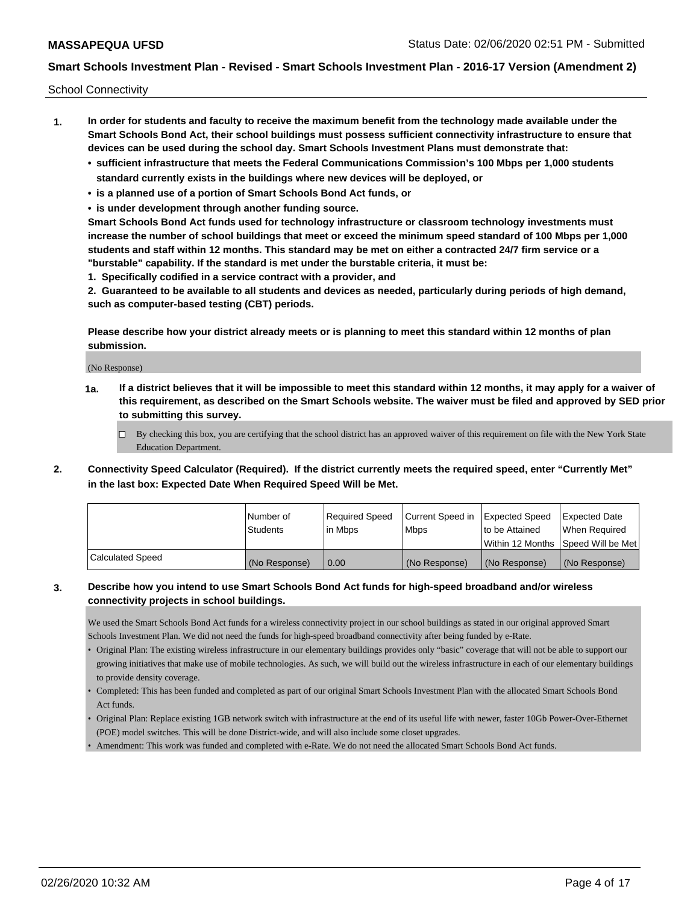School Connectivity

1. **In order for students and faculty to receive the maximum benefit from the technology made available under the Smart Schools Bond Act, their school buildings must possess sufficient connectivity infrastructure to ensure that devices can be used during the school day. Smart Schools Investment Plans must demonstrate that:**
   - **sufficient infrastructure that meets the Federal Communications Commission's 100 Mbps per 1,000 students standard currently exists in the buildings where new devices will be deployed, or**
   - **is a planned use of a portion of Smart Schools Bond Act funds, or**
   - **is under development through another funding source.**

   **Smart Schools Bond Act funds used for technology infrastructure or classroom technology investments must increase the number of school buildings that meet or exceed the minimum speed standard of 100 Mbps per 1,000 students and staff within 12 months. This standard may be met on either a contracted 24/7 firm service or a "burstable" capability. If the standard is met under the burstable criteria, it must be:**

   **1. Specifically codified in a service contract with a provider, and**

   **2. Guaranteed to be available to all students and devices as needed, particularly during periods of high demand, such as computer-based testing (CBT) periods.**

   **Please describe how your district already meets or is planning to meet this standard within 12 months of plan submission.**

   (No Response)

   **1a. If a district believes that it will be impossible to meet this standard within 12 months, it may apply for a waiver of this requirement, as described on the Smart Schools website. The waiver must be filed and approved by SED prior to submitting this survey.**

   ☐ By checking this box, you are certifying that the school district has an approved waiver of this requirement on file with the New York State Education Department.

2. **Connectivity Speed Calculator (Required). If the district currently meets the required speed, enter "Currently Met" in the last box: Expected Date When Required Speed Will be Met.**

| | Number of Students | Required Speed in Mbps | Current Speed in Mbps | Expected Speed to be Attained Within 12 Months | Expected Date When Required Speed Will be Met |
|---|---|---|---|---|---|
| Calculated Speed | (No Response) | 0.00 | (No Response) | (No Response) | (No Response) |

3. **Describe how you intend to use Smart Schools Bond Act funds for high-speed broadband and/or wireless connectivity projects in school buildings.**

   We used the Smart Schools Bond Act funds for a wireless connectivity project in our school buildings as stated in our original approved Smart Schools Investment Plan. We did not need the funds for high-speed broadband connectivity after being funded by e-Rate.

   - Original Plan: The existing wireless infrastructure in our elementary buildings provides only "basic" coverage that will not be able to support our growing initiatives that make use of mobile technologies. As such, we will build out the wireless infrastructure in each of our elementary buildings to provide density coverage.
   - Completed: This has been funded and completed as part of our original Smart Schools Investment Plan with the allocated Smart Schools Bond Act funds.
   - Original Plan: Replace existing 1GB network switch with infrastructure at the end of its useful life with newer, faster 10Gb Power-Over-Ethernet (POE) model switches. This will be done District-wide, and will also include some closet upgrades.
   - Amendment: This work was funded and completed with e-Rate. We do not need the allocated Smart Schools Bond Act funds.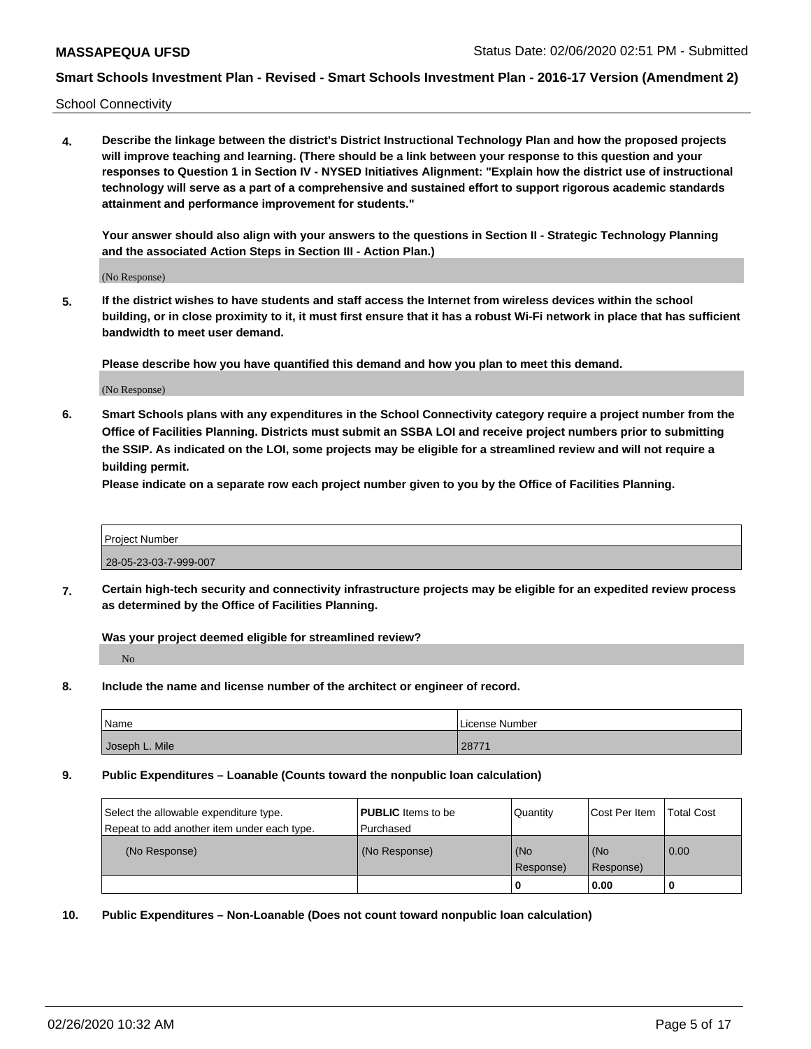School Connectivity

**4. Describe the linkage between the district's District Instructional Technology Plan and how the proposed projects will improve teaching and learning. (There should be a link between your response to this question and your responses to Question 1 in Section IV - NYSED Initiatives Alignment: "Explain how the district use of instructional technology will serve as a part of a comprehensive and sustained effort to support rigorous academic standards attainment and performance improvement for students."**

**Your answer should also align with your answers to the questions in Section II - Strategic Technology Planning and the associated Action Steps in Section III - Action Plan.)**

(No Response)

**5. If the district wishes to have students and staff access the Internet from wireless devices within the school building, or in close proximity to it, it must first ensure that it has a robust Wi-Fi network in place that has sufficient bandwidth to meet user demand.**

**Please describe how you have quantified this demand and how you plan to meet this demand.**

(No Response)

**6. Smart Schools plans with any expenditures in the School Connectivity category require a project number from the Office of Facilities Planning. Districts must submit an SSBA LOI and receive project numbers prior to submitting the SSIP. As indicated on the LOI, some projects may be eligible for a streamlined review and will not require a building permit.**
**Please indicate on a separate row each project number given to you by the Office of Facilities Planning.**

| Project Number |
|---|
| 28-05-23-03-7-999-007 |

**7. Certain high-tech security and connectivity infrastructure projects may be eligible for an expedited review process as determined by the Office of Facilities Planning.**

**Was your project deemed eligible for streamlined review?**

No

**8. Include the name and license number of the architect or engineer of record.**

| Name | License Number |
|---|---|
| Joseph L. Mile | 28771 |

**9. Public Expenditures – Loanable (Counts toward the nonpublic loan calculation)**

| Select the allowable expenditure type. Repeat to add another item under each type. | **PUBLIC** Items to be Purchased | Quantity | Cost Per Item | Total Cost |
|---|---|---|---|---|
| (No Response) | (No Response) | (No Response) | (No Response) | 0.00 |
| | | 0 | 0.00 | 0 |

**10. Public Expenditures – Non-Loanable (Does not count toward nonpublic loan calculation)**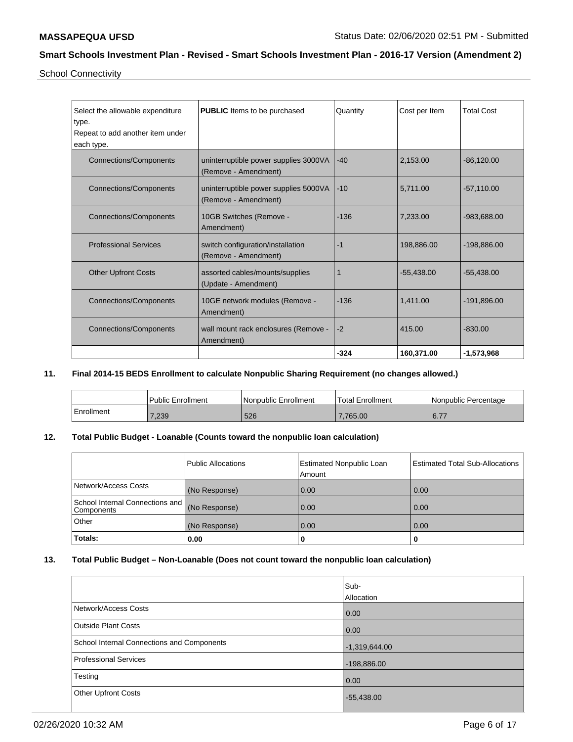School Connectivity

| Select the allowable expenditure type. Repeat to add another item under each type. | **PUBLIC** Items to be purchased | Quantity | Cost per Item | Total Cost |
|---|---|---|---|---|
| Connections/Components | uninterruptible power supplies 3000VA (Remove - Amendment) | -40 | 2,153.00 | -86,120.00 |
| Connections/Components | uninterruptible power supplies 5000VA (Remove - Amendment) | -10 | 5,711.00 | -57,110.00 |
| Connections/Components | 10GB Switches (Remove - Amendment) | -136 | 7,233.00 | -983,688.00 |
| Professional Services | switch configuration/installation (Remove - Amendment) | -1 | 198,886.00 | -198,886.00 |
| Other Upfront Costs | assorted cables/mounts/supplies (Update - Amendment) | 1 | -55,438.00 | -55,438.00 |
| Connections/Components | 10GE network modules (Remove - Amendment) | -136 | 1,411.00 | -191,896.00 |
| Connections/Components | wall mount rack enclosures (Remove - Amendment) | -2 | 415.00 | -830.00 |
| | | **-324** | **160,371.00** | **-1,573,968** |

**11. Final 2014-15 BEDS Enrollment to calculate Nonpublic Sharing Requirement (no changes allowed.)**

| | Public Enrollment | Nonpublic Enrollment | Total Enrollment | Nonpublic Percentage |
|---|---|---|---|---|
| Enrollment | 7,239 | 526 | 7,765.00 | 6.77 |

**12. Total Public Budget - Loanable (Counts toward the nonpublic loan calculation)**

| | Public Allocations | Estimated Nonpublic Loan Amount | Estimated Total Sub-Allocations |
|---|---|---|---|
| Network/Access Costs | (No Response) | 0.00 | 0.00 |
| School Internal Connections and Components | (No Response) | 0.00 | 0.00 |
| Other | (No Response) | 0.00 | 0.00 |
| **Totals:** | **0.00** | **0** | **0** |

**13. Total Public Budget – Non-Loanable (Does not count toward the nonpublic loan calculation)**

| | Sub-Allocation |
|---|---|
| Network/Access Costs | 0.00 |
| Outside Plant Costs | 0.00 |
| School Internal Connections and Components | -1,319,644.00 |
| Professional Services | -198,886.00 |
| Testing | 0.00 |
| Other Upfront Costs | -55,438.00 |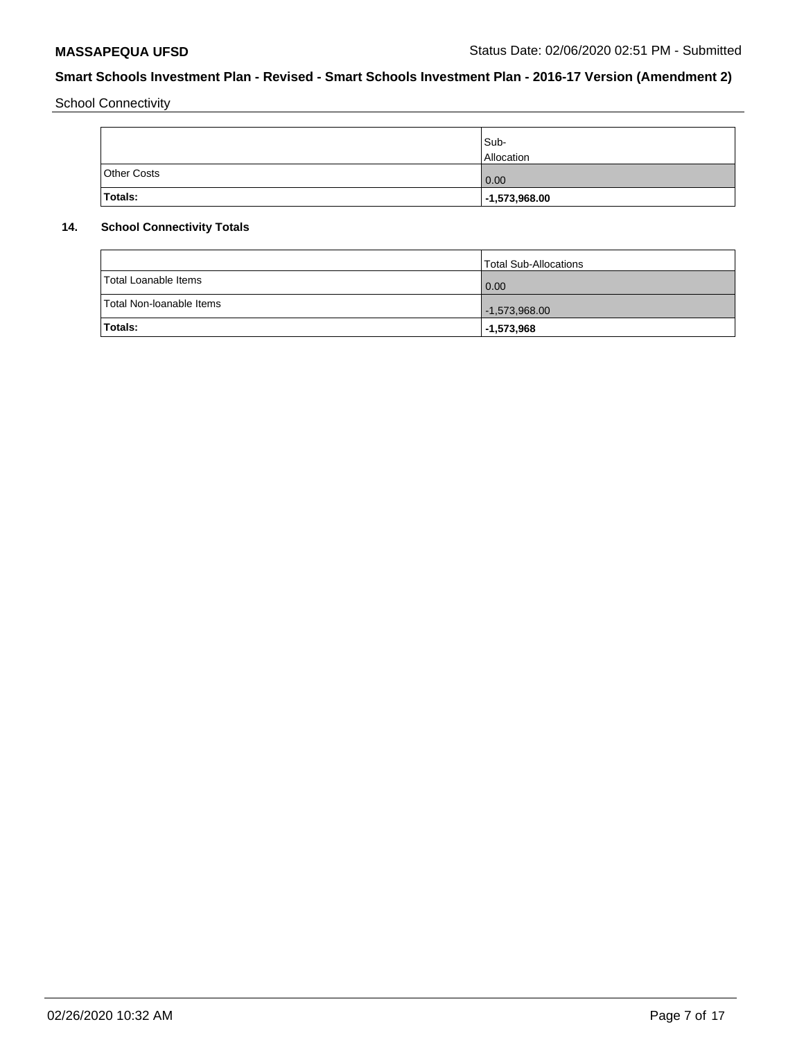School Connectivity

| | Sub-Allocation |
|---|---|
| Other Costs | 0.00 |
| **Totals:** | **-1,573,968.00** |

**14. School Connectivity Totals**

| | Total Sub-Allocations |
|---|---|
| Total Loanable Items | 0.00 |
| Total Non-loanable Items | -1,573,968.00 |
| **Totals:** | **-1,573,968** |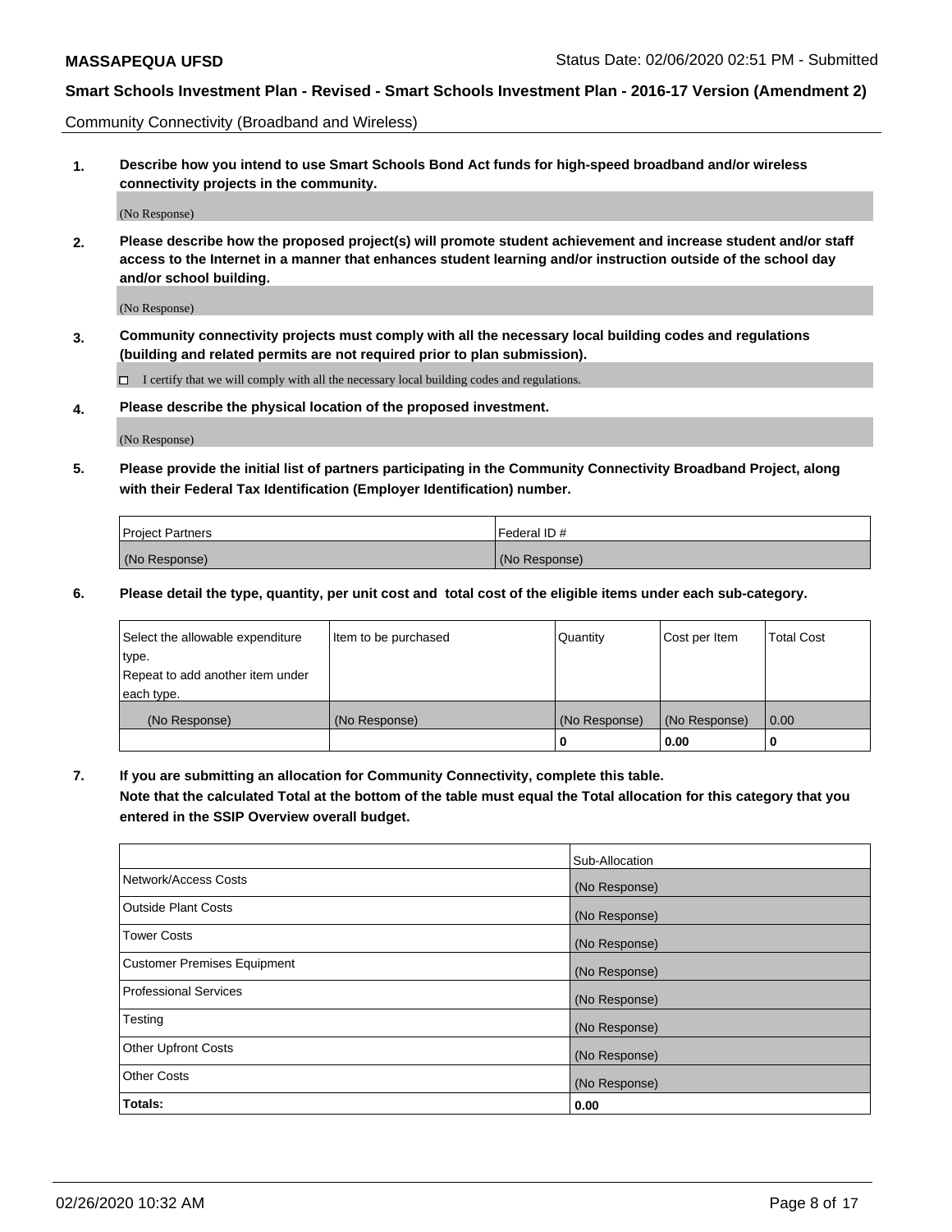Community Connectivity (Broadband and Wireless)

**1. Describe how you intend to use Smart Schools Bond Act funds for high-speed broadband and/or wireless connectivity projects in the community.**

(No Response)

**2. Please describe how the proposed project(s) will promote student achievement and increase student and/or staff access to the Internet in a manner that enhances student learning and/or instruction outside of the school day and/or school building.**

(No Response)

**3. Community connectivity projects must comply with all the necessary local building codes and regulations (building and related permits are not required prior to plan submission).**

☐ I certify that we will comply with all the necessary local building codes and regulations.

**4. Please describe the physical location of the proposed investment.**

(No Response)

**5. Please provide the initial list of partners participating in the Community Connectivity Broadband Project, along with their Federal Tax Identification (Employer Identification) number.**

| Project Partners | Federal ID # |
|---|---|
| (No Response) | (No Response) |

**6. Please detail the type, quantity, per unit cost and total cost of the eligible items under each sub-category.**

| Select the allowable expenditure type. Repeat to add another item under each type. | Item to be purchased | Quantity | Cost per Item | Total Cost |
|---|---|---|---|---|
| (No Response) | (No Response) | (No Response) | (No Response) | 0.00 |
| | | **0** | **0.00** | **0** |

**7. If you are submitting an allocation for Community Connectivity, complete this table.**
**Note that the calculated Total at the bottom of the table must equal the Total allocation for this category that you entered in the SSIP Overview overall budget.**

| | Sub-Allocation |
|---|---|
| Network/Access Costs | (No Response) |
| Outside Plant Costs | (No Response) |
| Tower Costs | (No Response) |
| Customer Premises Equipment | (No Response) |
| Professional Services | (No Response) |
| Testing | (No Response) |
| Other Upfront Costs | (No Response) |
| Other Costs | (No Response) |
| **Totals:** | **0.00** |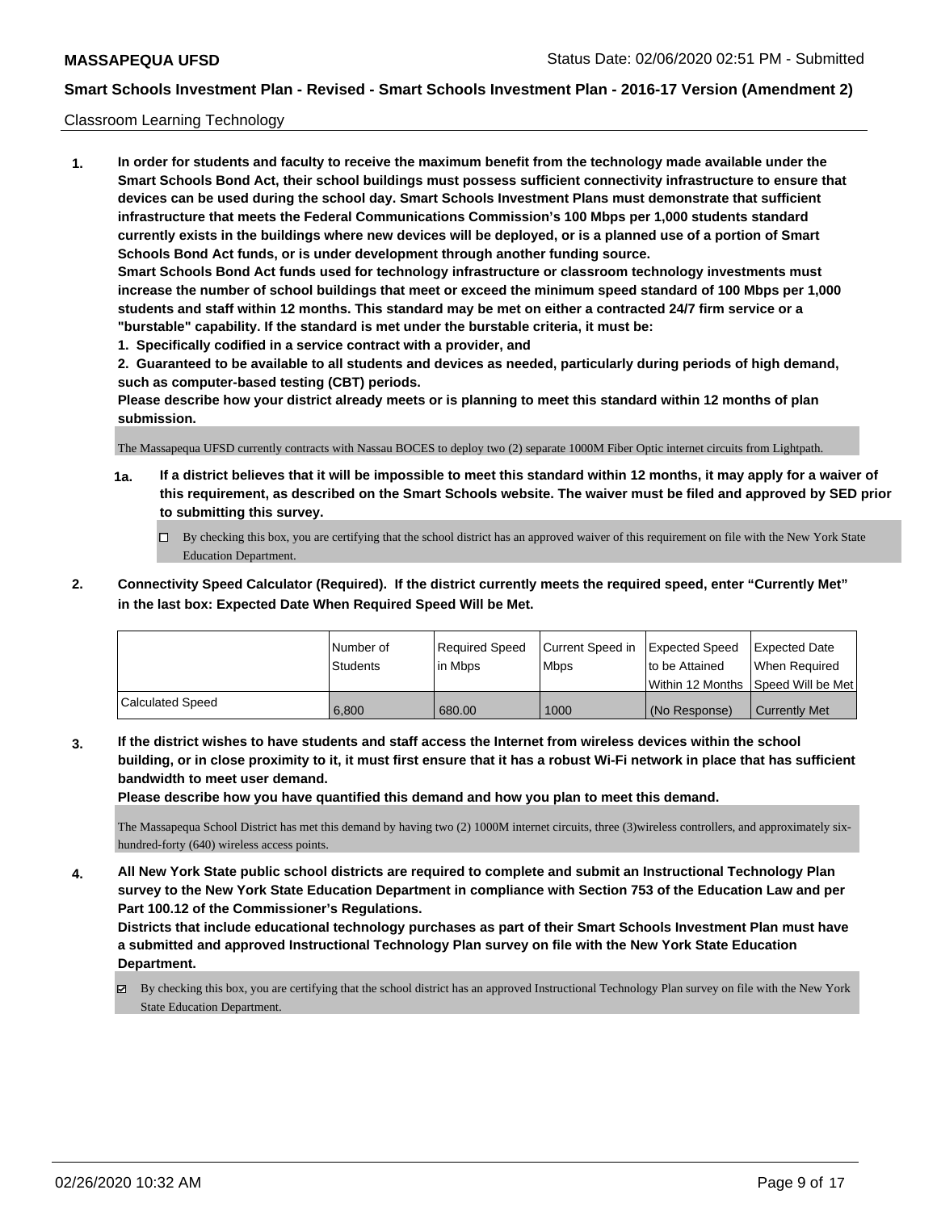Classroom Learning Technology

**1. In order for students and faculty to receive the maximum benefit from the technology made available under the Smart Schools Bond Act, their school buildings must possess sufficient connectivity infrastructure to ensure that devices can be used during the school day. Smart Schools Investment Plans must demonstrate that sufficient infrastructure that meets the Federal Communications Commission's 100 Mbps per 1,000 students standard currently exists in the buildings where new devices will be deployed, or is a planned use of a portion of Smart Schools Bond Act funds, or is under development through another funding source.**

**Smart Schools Bond Act funds used for technology infrastructure or classroom technology investments must increase the number of school buildings that meet or exceed the minimum speed standard of 100 Mbps per 1,000 students and staff within 12 months. This standard may be met on either a contracted 24/7 firm service or a "burstable" capability. If the standard is met under the burstable criteria, it must be:**

**1. Specifically codified in a service contract with a provider, and**

**2. Guaranteed to be available to all students and devices as needed, particularly during periods of high demand, such as computer-based testing (CBT) periods.**

**Please describe how your district already meets or is planning to meet this standard within 12 months of plan submission.**

The Massapequa UFSD currently contracts with Nassau BOCES to deploy two (2) separate 1000M Fiber Optic internet circuits from Lightpath.

**1a. If a district believes that it will be impossible to meet this standard within 12 months, it may apply for a waiver of this requirement, as described on the Smart Schools website. The waiver must be filed and approved by SED prior to submitting this survey.**

☐ By checking this box, you are certifying that the school district has an approved waiver of this requirement on file with the New York State Education Department.

**2. Connectivity Speed Calculator (Required). If the district currently meets the required speed, enter "Currently Met" in the last box: Expected Date When Required Speed Will be Met.**

| | Number of Students | Required Speed in Mbps | Current Speed in Mbps | Expected Speed to be Attained Within 12 Months | Expected Date When Required Speed Will be Met |
|---|---|---|---|---|---|
| Calculated Speed | 6,800 | 680.00 | 1000 | (No Response) | Currently Met |

**3. If the district wishes to have students and staff access the Internet from wireless devices within the school building, or in close proximity to it, it must first ensure that it has a robust Wi-Fi network in place that has sufficient bandwidth to meet user demand.**

**Please describe how you have quantified this demand and how you plan to meet this demand.**

The Massapequa School District has met this demand by having two (2) 1000M internet circuits, three (3)wireless controllers, and approximately six-hundred-forty (640) wireless access points.

**4. All New York State public school districts are required to complete and submit an Instructional Technology Plan survey to the New York State Education Department in compliance with Section 753 of the Education Law and per Part 100.12 of the Commissioner's Regulations.**

**Districts that include educational technology purchases as part of their Smart Schools Investment Plan must have a submitted and approved Instructional Technology Plan survey on file with the New York State Education Department.**

☑ By checking this box, you are certifying that the school district has an approved Instructional Technology Plan survey on file with the New York State Education Department.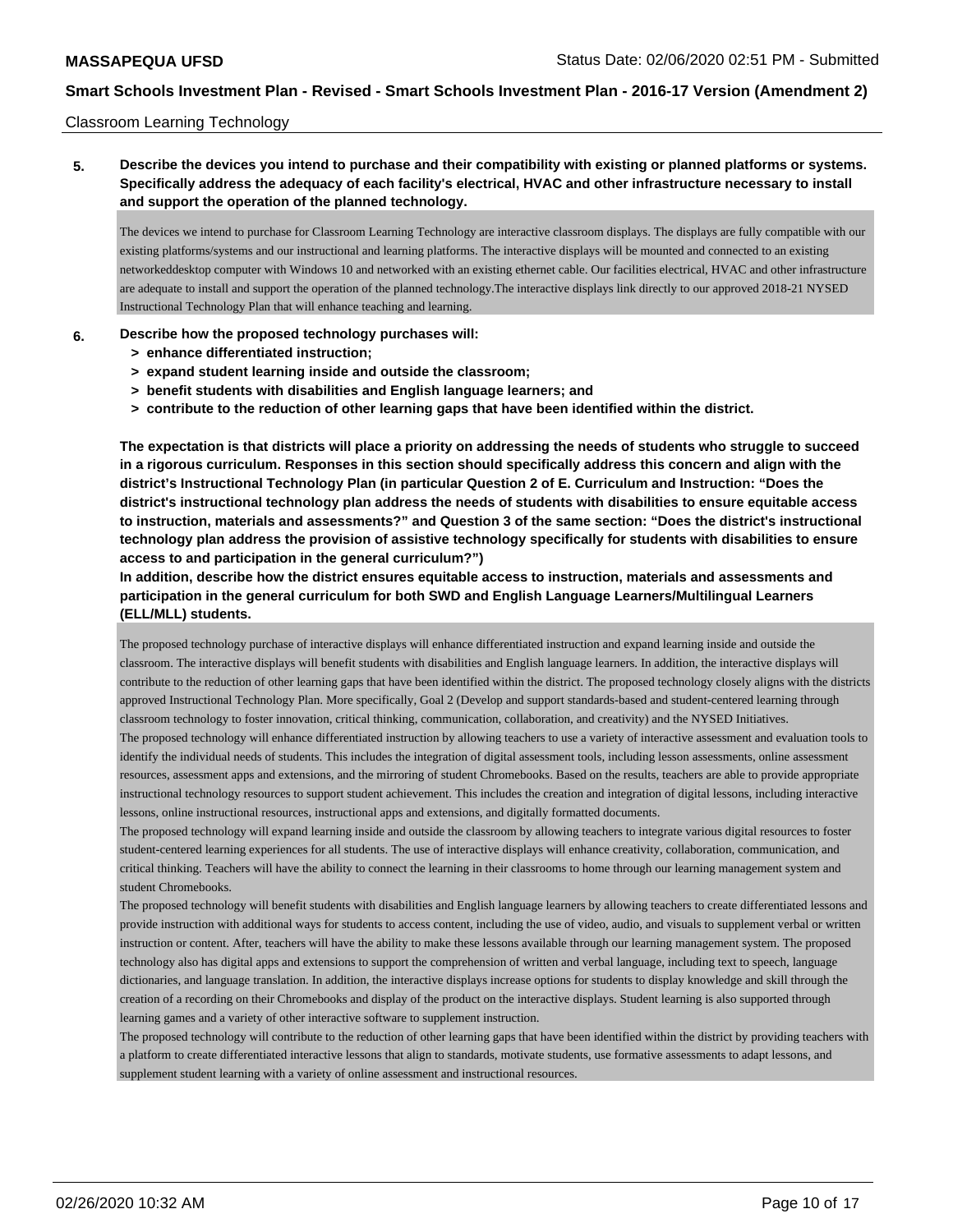Classroom Learning Technology

**5. Describe the devices you intend to purchase and their compatibility with existing or planned platforms or systems. Specifically address the adequacy of each facility's electrical, HVAC and other infrastructure necessary to install and support the operation of the planned technology.**

The devices we intend to purchase for Classroom Learning Technology are interactive classroom displays. The displays are fully compatible with our existing platforms/systems and our instructional and learning platforms. The interactive displays will be mounted and connected to an existing networkeddesktop computer with Windows 10 and networked with an existing ethernet cable. Our facilities electrical, HVAC and other infrastructure are adequate to install and support the operation of the planned technology.The interactive displays link directly to our approved 2018-21 NYSED Instructional Technology Plan that will enhance teaching and learning.

**6. Describe how the proposed technology purchases will:**
- **> enhance differentiated instruction;**
- **> expand student learning inside and outside the classroom;**
- **> benefit students with disabilities and English language learners; and**
- **> contribute to the reduction of other learning gaps that have been identified within the district.**

**The expectation is that districts will place a priority on addressing the needs of students who struggle to succeed in a rigorous curriculum. Responses in this section should specifically address this concern and align with the district's Instructional Technology Plan (in particular Question 2 of E. Curriculum and Instruction: "Does the district's instructional technology plan address the needs of students with disabilities to ensure equitable access to instruction, materials and assessments?" and Question 3 of the same section: "Does the district's instructional technology plan address the provision of assistive technology specifically for students with disabilities to ensure access to and participation in the general curriculum?")**

**In addition, describe how the district ensures equitable access to instruction, materials and assessments and participation in the general curriculum for both SWD and English Language Learners/Multilingual Learners (ELL/MLL) students.**

The proposed technology purchase of interactive displays will enhance differentiated instruction and expand learning inside and outside the classroom. The interactive displays will benefit students with disabilities and English language learners. In addition, the interactive displays will contribute to the reduction of other learning gaps that have been identified within the district. The proposed technology closely aligns with the districts approved Instructional Technology Plan. More specifically, Goal 2 (Develop and support standards-based and student-centered learning through classroom technology to foster innovation, critical thinking, communication, collaboration, and creativity) and the NYSED Initiatives.

The proposed technology will enhance differentiated instruction by allowing teachers to use a variety of interactive assessment and evaluation tools to identify the individual needs of students. This includes the integration of digital assessment tools, including lesson assessments, online assessment resources, assessment apps and extensions, and the mirroring of student Chromebooks. Based on the results, teachers are able to provide appropriate instructional technology resources to support student achievement. This includes the creation and integration of digital lessons, including interactive lessons, online instructional resources, instructional apps and extensions, and digitally formatted documents.

The proposed technology will expand learning inside and outside the classroom by allowing teachers to integrate various digital resources to foster student-centered learning experiences for all students. The use of interactive displays will enhance creativity, collaboration, communication, and critical thinking. Teachers will have the ability to connect the learning in their classrooms to home through our learning management system and student Chromebooks.

The proposed technology will benefit students with disabilities and English language learners by allowing teachers to create differentiated lessons and provide instruction with additional ways for students to access content, including the use of video, audio, and visuals to supplement verbal or written instruction or content. After, teachers will have the ability to make these lessons available through our learning management system. The proposed technology also has digital apps and extensions to support the comprehension of written and verbal language, including text to speech, language dictionaries, and language translation. In addition, the interactive displays increase options for students to display knowledge and skill through the creation of a recording on their Chromebooks and display of the product on the interactive displays. Student learning is also supported through learning games and a variety of other interactive software to supplement instruction.

The proposed technology will contribute to the reduction of other learning gaps that have been identified within the district by providing teachers with a platform to create differentiated interactive lessons that align to standards, motivate students, use formative assessments to adapt lessons, and supplement student learning with a variety of online assessment and instructional resources.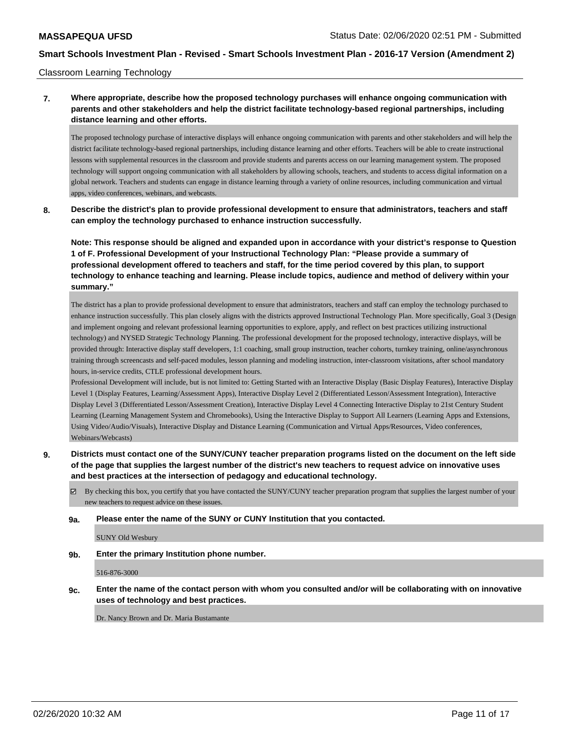Classroom Learning Technology

**7. Where appropriate, describe how the proposed technology purchases will enhance ongoing communication with parents and other stakeholders and help the district facilitate technology-based regional partnerships, including distance learning and other efforts.**

The proposed technology purchase of interactive displays will enhance ongoing communication with parents and other stakeholders and will help the district facilitate technology-based regional partnerships, including distance learning and other efforts. Teachers will be able to create instructional lessons with supplemental resources in the classroom and provide students and parents access on our learning management system. The proposed technology will support ongoing communication with all stakeholders by allowing schools, teachers, and students to access digital information on a global network. Teachers and students can engage in distance learning through a variety of online resources, including communication and virtual apps, video conferences, webinars, and webcasts.

**8. Describe the district's plan to provide professional development to ensure that administrators, teachers and staff can employ the technology purchased to enhance instruction successfully.**

**Note: This response should be aligned and expanded upon in accordance with your district's response to Question 1 of F. Professional Development of your Instructional Technology Plan: "Please provide a summary of professional development offered to teachers and staff, for the time period covered by this plan, to support technology to enhance teaching and learning. Please include topics, audience and method of delivery within your summary."**

The district has a plan to provide professional development to ensure that administrators, teachers and staff can employ the technology purchased to enhance instruction successfully. This plan closely aligns with the districts approved Instructional Technology Plan. More specifically, Goal 3 (Design and implement ongoing and relevant professional learning opportunities to explore, apply, and reflect on best practices utilizing instructional technology) and NYSED Strategic Technology Planning. The professional development for the proposed technology, interactive displays, will be provided through: Interactive display staff developers, 1:1 coaching, small group instruction, teacher cohorts, turnkey training, online/asynchronous training through screencasts and self-paced modules, lesson planning and modeling instruction, inter-classroom visitations, after school mandatory hours, in-service credits, CTLE professional development hours.

Professional Development will include, but is not limited to: Getting Started with an Interactive Display (Basic Display Features), Interactive Display Level 1 (Display Features, Learning/Assessment Apps), Interactive Display Level 2 (Differentiated Lesson/Assessment Integration), Interactive Display Level 3 (Differentiated Lesson/Assessment Creation), Interactive Display Level 4 Connecting Interactive Display to 21st Century Student Learning (Learning Management System and Chromebooks), Using the Interactive Display to Support All Learners (Learning Apps and Extensions, Using Video/Audio/Visuals), Interactive Display and Distance Learning (Communication and Virtual Apps/Resources, Video conferences, Webinars/Webcasts)

**9. Districts must contact one of the SUNY/CUNY teacher preparation programs listed on the document on the left side of the page that supplies the largest number of the district's new teachers to request advice on innovative uses and best practices at the intersection of pedagogy and educational technology.**

☑ By checking this box, you certify that you have contacted the SUNY/CUNY teacher preparation program that supplies the largest number of your new teachers to request advice on these issues.

**9a. Please enter the name of the SUNY or CUNY Institution that you contacted.**

SUNY Old Wesbury

**9b. Enter the primary Institution phone number.**

516-876-3000

**9c. Enter the name of the contact person with whom you consulted and/or will be collaborating with on innovative uses of technology and best practices.**

Dr. Nancy Brown and Dr. Maria Bustamante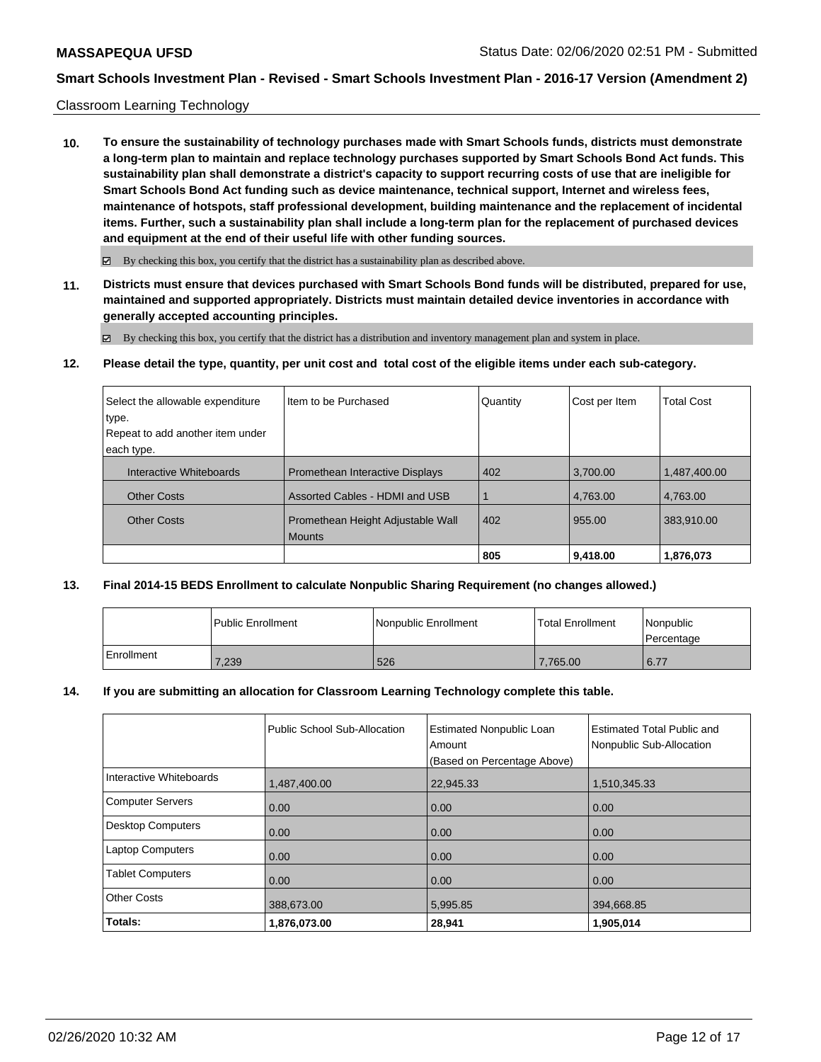Classroom Learning Technology

**10. To ensure the sustainability of technology purchases made with Smart Schools funds, districts must demonstrate a long-term plan to maintain and replace technology purchases supported by Smart Schools Bond Act funds. This sustainability plan shall demonstrate a district's capacity to support recurring costs of use that are ineligible for Smart Schools Bond Act funding such as device maintenance, technical support, Internet and wireless fees, maintenance of hotspots, staff professional development, building maintenance and the replacement of incidental items. Further, such a sustainability plan shall include a long-term plan for the replacement of purchased devices and equipment at the end of their useful life with other funding sources.**

☑ By checking this box, you certify that the district has a sustainability plan as described above.

**11. Districts must ensure that devices purchased with Smart Schools Bond funds will be distributed, prepared for use, maintained and supported appropriately. Districts must maintain detailed device inventories in accordance with generally accepted accounting principles.**

☑ By checking this box, you certify that the district has a distribution and inventory management plan and system in place.

**12. Please detail the type, quantity, per unit cost and total cost of the eligible items under each sub-category.**

| Select the allowable expenditure type. Repeat to add another item under each type. | Item to be Purchased | Quantity | Cost per Item | Total Cost |
|---|---|---|---|---|
| Interactive Whiteboards | Promethean Interactive Displays | 402 | 3,700.00 | 1,487,400.00 |
| Other Costs | Assorted Cables - HDMI and USB | 1 | 4,763.00 | 4,763.00 |
| Other Costs | Promethean Height Adjustable Wall Mounts | 402 | 955.00 | 383,910.00 |
| | | **805** | **9,418.00** | **1,876,073** |

**13. Final 2014-15 BEDS Enrollment to calculate Nonpublic Sharing Requirement (no changes allowed.)**

| | Public Enrollment | Nonpublic Enrollment | Total Enrollment | Nonpublic Percentage |
|---|---|---|---|---|
| Enrollment | 7,239 | 526 | 7,765.00 | 6.77 |

**14. If you are submitting an allocation for Classroom Learning Technology complete this table.**

| | Public School Sub-Allocation | Estimated Nonpublic Loan Amount (Based on Percentage Above) | Estimated Total Public and Nonpublic Sub-Allocation |
|---|---|---|---|
| Interactive Whiteboards | 1,487,400.00 | 22,945.33 | 1,510,345.33 |
| Computer Servers | 0.00 | 0.00 | 0.00 |
| Desktop Computers | 0.00 | 0.00 | 0.00 |
| Laptop Computers | 0.00 | 0.00 | 0.00 |
| Tablet Computers | 0.00 | 0.00 | 0.00 |
| Other Costs | 388,673.00 | 5,995.85 | 394,668.85 |
| **Totals:** | **1,876,073.00** | **28,941** | **1,905,014** |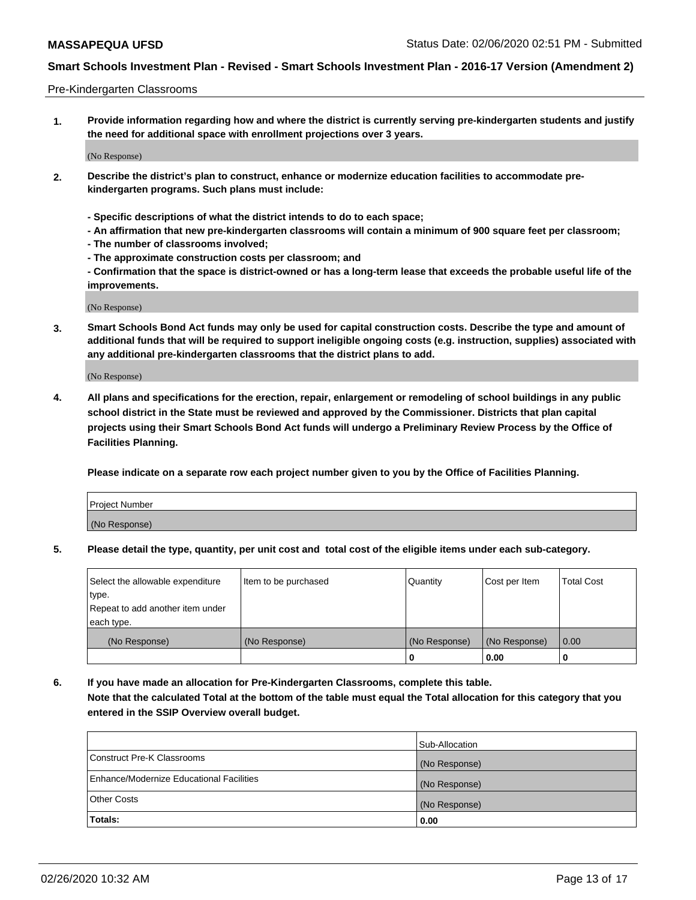Pre-Kindergarten Classrooms

**1. Provide information regarding how and where the district is currently serving pre-kindergarten students and justify the need for additional space with enrollment projections over 3 years.**

(No Response)

**2. Describe the district's plan to construct, enhance or modernize education facilities to accommodate pre-kindergarten programs. Such plans must include:**

**- Specific descriptions of what the district intends to do to each space;**
**- An affirmation that new pre-kindergarten classrooms will contain a minimum of 900 square feet per classroom;**
**- The number of classrooms involved;**
**- The approximate construction costs per classroom; and**
**- Confirmation that the space is district-owned or has a long-term lease that exceeds the probable useful life of the improvements.**

(No Response)

**3. Smart Schools Bond Act funds may only be used for capital construction costs. Describe the type and amount of additional funds that will be required to support ineligible ongoing costs (e.g. instruction, supplies) associated with any additional pre-kindergarten classrooms that the district plans to add.**

(No Response)

**4. All plans and specifications for the erection, repair, enlargement or remodeling of school buildings in any public school district in the State must be reviewed and approved by the Commissioner. Districts that plan capital projects using their Smart Schools Bond Act funds will undergo a Preliminary Review Process by the Office of Facilities Planning.**

**Please indicate on a separate row each project number given to you by the Office of Facilities Planning.**

| Project Number |
| --- |
| (No Response) |

**5. Please detail the type, quantity, per unit cost and total cost of the eligible items under each sub-category.**

| Select the allowable expenditure type. Repeat to add another item under each type. | Item to be purchased | Quantity | Cost per Item | Total Cost |
| --- | --- | --- | --- | --- |
| (No Response) | (No Response) | (No Response) | (No Response) | 0.00 |
| | | 0 | 0.00 | 0 |

**6. If you have made an allocation for Pre-Kindergarten Classrooms, complete this table.**
**Note that the calculated Total at the bottom of the table must equal the Total allocation for this category that you entered in the SSIP Overview overall budget.**

| | Sub-Allocation |
| --- | --- |
| Construct Pre-K Classrooms | (No Response) |
| Enhance/Modernize Educational Facilities | (No Response) |
| Other Costs | (No Response) |
| **Totals:** | **0.00** |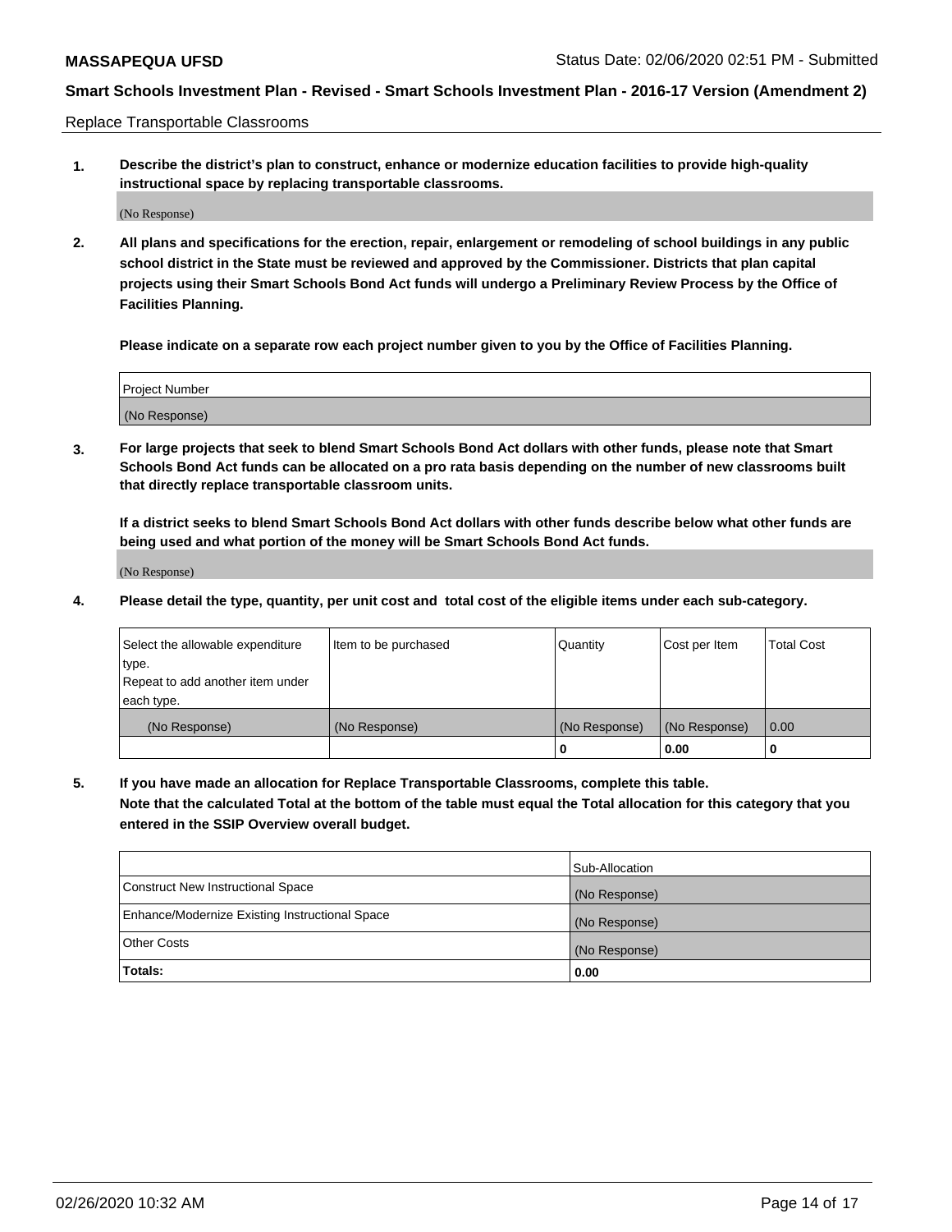Replace Transportable Classrooms

1. **Describe the district's plan to construct, enhance or modernize education facilities to provide high-quality instructional space by replacing transportable classrooms.**

   (No Response)

2. **All plans and specifications for the erection, repair, enlargement or remodeling of school buildings in any public school district in the State must be reviewed and approved by the Commissioner. Districts that plan capital projects using their Smart Schools Bond Act funds will undergo a Preliminary Review Process by the Office of Facilities Planning.**

   **Please indicate on a separate row each project number given to you by the Office of Facilities Planning.**

| Project Number |
|---|
| (No Response) |

3. **For large projects that seek to blend Smart Schools Bond Act dollars with other funds, please note that Smart Schools Bond Act funds can be allocated on a pro rata basis depending on the number of new classrooms built that directly replace transportable classroom units.**

   **If a district seeks to blend Smart Schools Bond Act dollars with other funds describe below what other funds are being used and what portion of the money will be Smart Schools Bond Act funds.**

   (No Response)

4. **Please detail the type, quantity, per unit cost and total cost of the eligible items under each sub-category.**

| Select the allowable expenditure type. Repeat to add another item under each type. | Item to be purchased | Quantity | Cost per Item | Total Cost |
|---|---|---|---|---|
| (No Response) | (No Response) | (No Response) | (No Response) | 0.00 |
| | | 0 | 0.00 | 0 |

5. **If you have made an allocation for Replace Transportable Classrooms, complete this table. Note that the calculated Total at the bottom of the table must equal the Total allocation for this category that you entered in the SSIP Overview overall budget.**

| | Sub-Allocation |
|---|---|
| Construct New Instructional Space | (No Response) |
| Enhance/Modernize Existing Instructional Space | (No Response) |
| Other Costs | (No Response) |
| **Totals:** | **0.00** |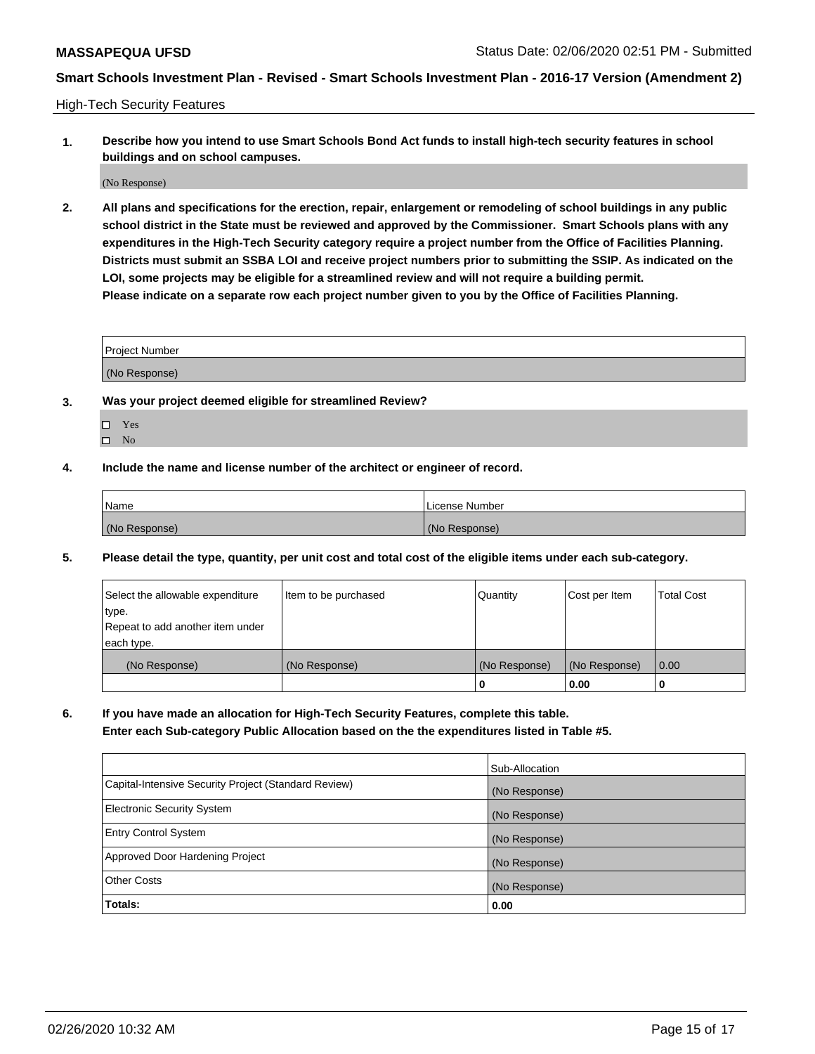High-Tech Security Features

1. **Describe how you intend to use Smart Schools Bond Act funds to install high-tech security features in school buildings and on school campuses.**

(No Response)

2. **All plans and specifications for the erection, repair, enlargement or remodeling of school buildings in any public school district in the State must be reviewed and approved by the Commissioner. Smart Schools plans with any expenditures in the High-Tech Security category require a project number from the Office of Facilities Planning. Districts must submit an SSBA LOI and receive project numbers prior to submitting the SSIP. As indicated on the LOI, some projects may be eligible for a streamlined review and will not require a building permit. Please indicate on a separate row each project number given to you by the Office of Facilities Planning.**

| Project Number |
|---|
| (No Response) |

3. **Was your project deemed eligible for streamlined Review?**

- ☐ Yes
- ☐ No

4. **Include the name and license number of the architect or engineer of record.**

| Name | License Number |
|---|---|
| (No Response) | (No Response) |

5. **Please detail the type, quantity, per unit cost and total cost of the eligible items under each sub-category.**

| Select the allowable expenditure type. Repeat to add another item under each type. | Item to be purchased | Quantity | Cost per Item | Total Cost |
|---|---|---|---|---|
| (No Response) | (No Response) | (No Response) | (No Response) | 0.00 |
| | | 0 | 0.00 | 0 |

6. **If you have made an allocation for High-Tech Security Features, complete this table. Enter each Sub-category Public Allocation based on the the expenditures listed in Table #5.**

| | Sub-Allocation |
|---|---|
| Capital-Intensive Security Project (Standard Review) | (No Response) |
| Electronic Security System | (No Response) |
| Entry Control System | (No Response) |
| Approved Door Hardening Project | (No Response) |
| Other Costs | (No Response) |
| **Totals:** | **0.00** |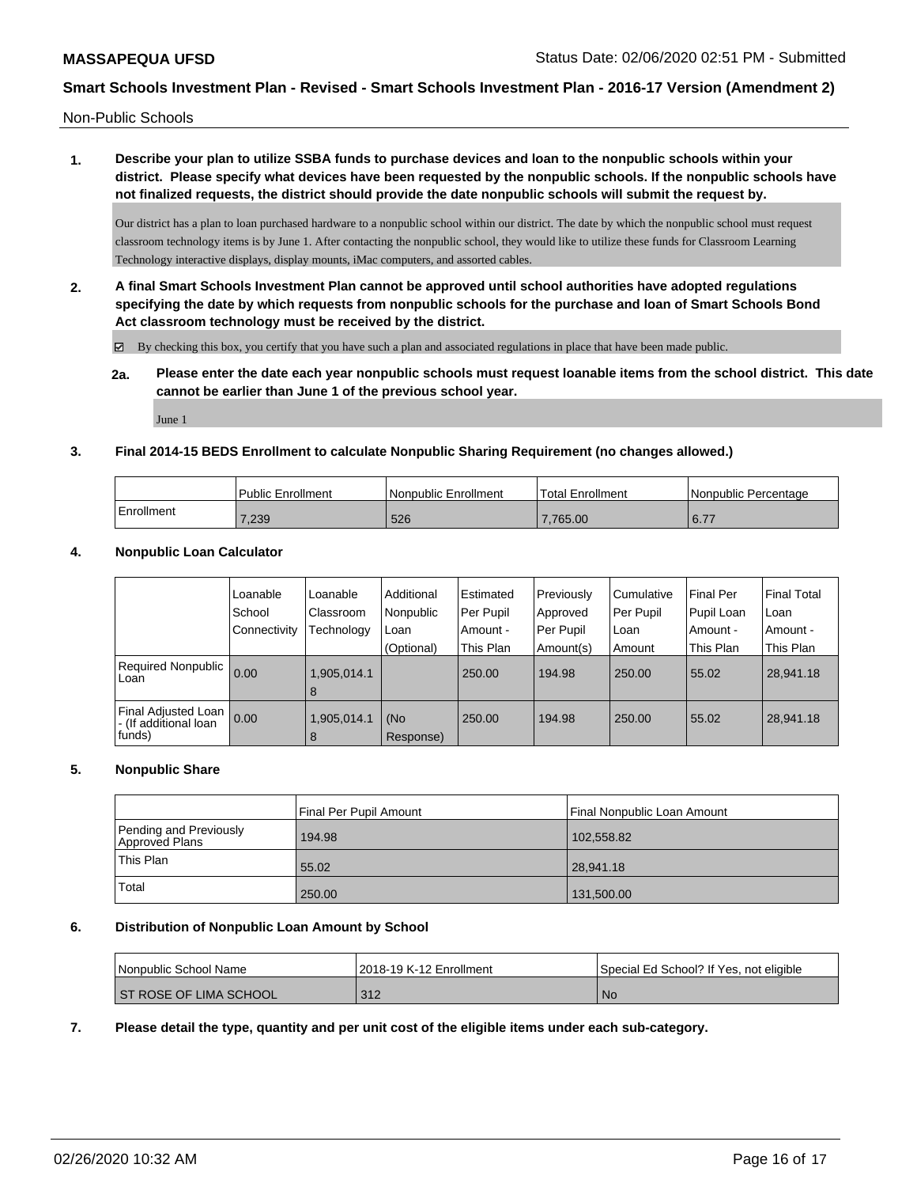Non-Public Schools

**1. Describe your plan to utilize SSBA funds to purchase devices and loan to the nonpublic schools within your district. Please specify what devices have been requested by the nonpublic schools. If the nonpublic schools have not finalized requests, the district should provide the date nonpublic schools will submit the request by.**

Our district has a plan to loan purchased hardware to a nonpublic school within our district. The date by which the nonpublic school must request classroom technology items is by June 1. After contacting the nonpublic school, they would like to utilize these funds for Classroom Learning Technology interactive displays, display mounts, iMac computers, and assorted cables.

**2. A final Smart Schools Investment Plan cannot be approved until school authorities have adopted regulations specifying the date by which requests from nonpublic schools for the purchase and loan of Smart Schools Bond Act classroom technology must be received by the district.**

☑ By checking this box, you certify that you have such a plan and associated regulations in place that have been made public.

**2a. Please enter the date each year nonpublic schools must request loanable items from the school district. This date cannot be earlier than June 1 of the previous school year.**

June 1

**3. Final 2014-15 BEDS Enrollment to calculate Nonpublic Sharing Requirement (no changes allowed.)**

| | Public Enrollment | Nonpublic Enrollment | Total Enrollment | Nonpublic Percentage |
|---|---|---|---|---|
| Enrollment | 7,239 | 526 | 7,765.00 | 6.77 |

**4. Nonpublic Loan Calculator**

| | Loanable School Connectivity | Loanable Classroom Technology | Additional Nonpublic Loan (Optional) | Estimated Per Pupil Amount - This Plan | Previously Approved Per Pupil Amount(s) | Cumulative Per Pupil Loan Amount | Final Per Pupil Loan Amount - This Plan | Final Total Loan Amount - This Plan |
|---|---|---|---|---|---|---|---|---|
| Required Nonpublic Loan | 0.00 | 1,905,014.18 | | 250.00 | 194.98 | 250.00 | 55.02 | 28,941.18 |
| Final Adjusted Loan - (If additional loan funds) | 0.00 | 1,905,014.18 | (No Response) | 250.00 | 194.98 | 250.00 | 55.02 | 28,941.18 |

**5. Nonpublic Share**

| | Final Per Pupil Amount | Final Nonpublic Loan Amount |
|---|---|---|
| Pending and Previously Approved Plans | 194.98 | 102,558.82 |
| This Plan | 55.02 | 28,941.18 |
| Total | 250.00 | 131,500.00 |

**6. Distribution of Nonpublic Loan Amount by School**

| Nonpublic School Name | 2018-19 K-12 Enrollment | Special Ed School? If Yes, not eligible |
|---|---|---|
| ST ROSE OF LIMA SCHOOL | 312 | No |

**7. Please detail the type, quantity and per unit cost of the eligible items under each sub-category.**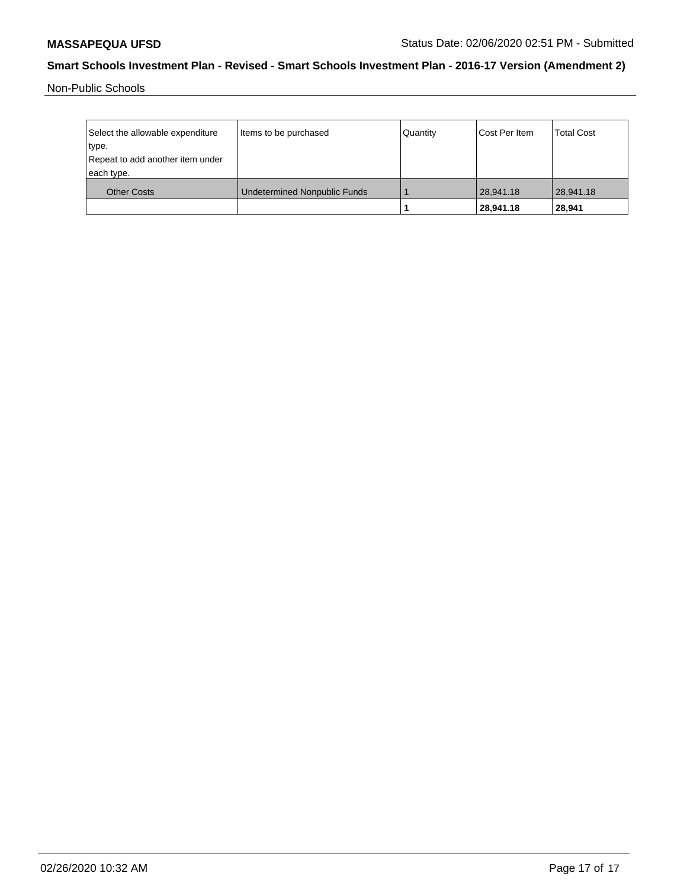Non-Public Schools

| Select the allowable expenditure type. Repeat to add another item under each type. | Items to be purchased | Quantity | Cost Per Item | Total Cost |
| --- | --- | --- | --- | --- |
| Other Costs | Undetermined Nonpublic Funds | 1 | 28,941.18 | 28,941.18 |
| | | **1** | **28,941.18** | **28,941** |